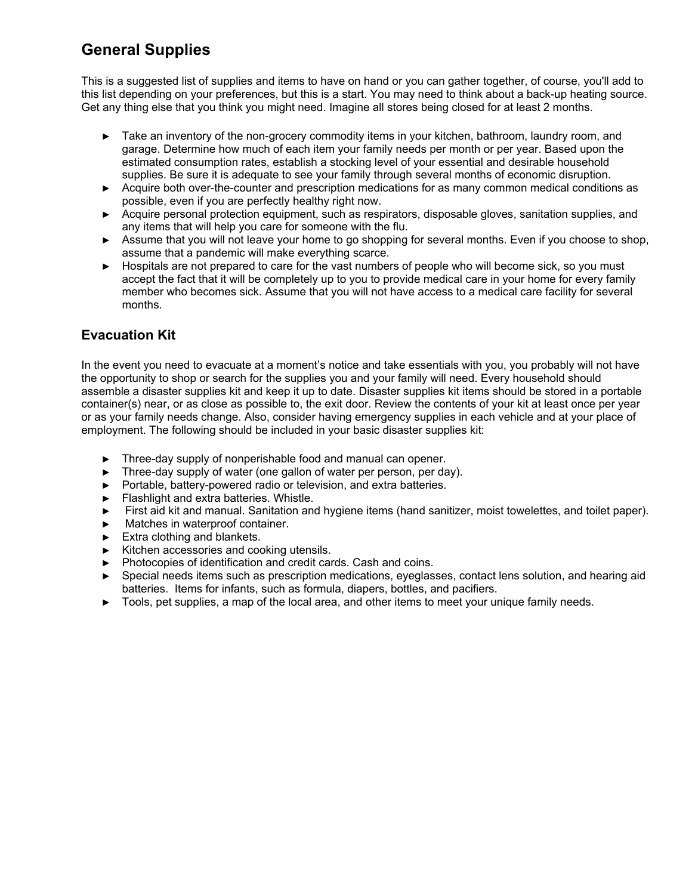## General Supplies

This is a suggested list of supplies and items to have on hand or you can gather together, of course, you'll add to this list depending on your preferences, but this is a start. You may need to think about a back-up heating source. Get any thing else that you think you might need. Imagine all stores being closed for at least 2 months.

- Take an inventory of the non-grocery commodity items in your kitchen, bathroom, laundry room, and garage. Determine how much of each item your family needs per month or per year. Based upon the estimated consumption rates, establish a stocking level of your essential and desirable household supplies. Be sure it is adequate to see your family through several months of economic disruption.
- Acquire both over-the-counter and prescription medications for as many common medical conditions as possible, even if you are perfectly healthy right now.
- Acquire personal protection equipment, such as respirators, disposable gloves, sanitation supplies, and any items that will help you care for someone with the flu.
- Assume that you will not leave your home to go shopping for several months. Even if you choose to shop, assume that a pandemic will make everything scarce.
- Hospitals are not prepared to care for the vast numbers of people who will become sick, so you must accept the fact that it will be completely up to you to provide medical care in your home for every family member who becomes sick. Assume that you will not have access to a medical care facility for several months.

## Evacuation Kit

In the event you need to evacuate at a moment's notice and take essentials with you, you probably will not have the opportunity to shop or search for the supplies you and your family will need. Every household should assemble a disaster supplies kit and keep it up to date. Disaster supplies kit items should be stored in a portable container(s) near, or as close as possible to, the exit door. Review the contents of your kit at least once per year or as your family needs change. Also, consider having emergency supplies in each vehicle and at your place of employment. The following should be included in your basic disaster supplies kit:

- Three-day supply of nonperishable food and manual can opener.
- Three-day supply of water (one gallon of water per person, per day).
- Portable, battery-powered radio or television, and extra batteries.
- Flashlight and extra batteries. Whistle.
- First aid kit and manual. Sanitation and hygiene items (hand sanitizer, moist towelettes, and toilet paper).
- Matches in waterproof container.
- Extra clothing and blankets.
- Kitchen accessories and cooking utensils.
- Photocopies of identification and credit cards. Cash and coins.
- Special needs items such as prescription medications, eyeglasses, contact lens solution, and hearing aid batteries. Items for infants, such as formula, diapers, bottles, and pacifiers.
- Tools, pet supplies, a map of the local area, and other items to meet your unique family needs.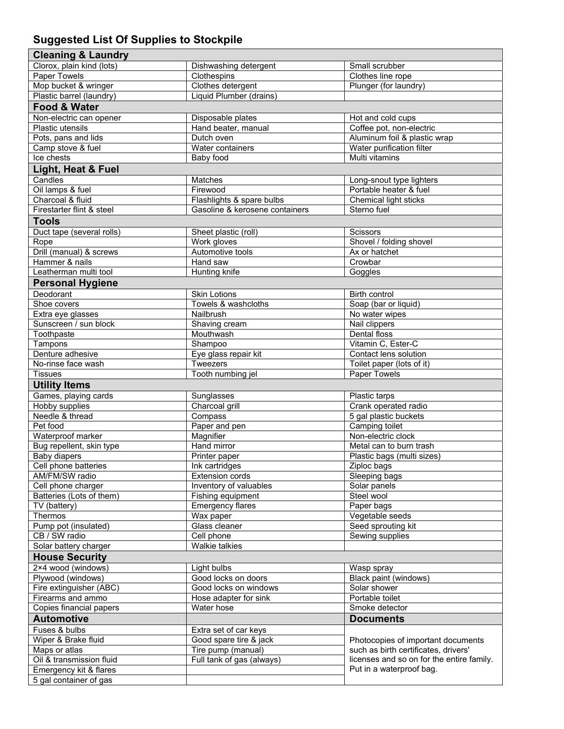## Suggested List Of Supplies to Stockpile

| Cleaning & Laundry | | |
|---|---|---|
| Clorox, plain kind (lots) | Dishwashing detergent | Small scrubber |
| Paper Towels | Clothespins | Clothes line rope |
| Mop bucket & wringer | Clothes detergent | Plunger (for laundry) |
| Plastic barrel (laundry) | Liquid Plumber (drains) | |
| **Food & Water** | | |
| Non-electric can opener | Disposable plates | Hot and cold cups |
| Plastic utensils | Hand beater, manual | Coffee pot, non-electric |
| Pots, pans and lids | Dutch oven | Aluminum foil & plastic wrap |
| Camp stove & fuel | Water containers | Water purification filter |
| Ice chests | Baby food | Multi vitamins |
| **Light, Heat & Fuel** | | |
| Candles | Matches | Long-snout type lighters |
| Oil lamps & fuel | Firewood | Portable heater & fuel |
| Charcoal & fluid | Flashlights & spare bulbs | Chemical light sticks |
| Firestarter flint & steel | Gasoline & kerosene containers | Sterno fuel |
| **Tools** | | |
| Duct tape (several rolls) | Sheet plastic (roll) | Scissors |
| Rope | Work gloves | Shovel / folding shovel |
| Drill (manual) & screws | Automotive tools | Ax or hatchet |
| Hammer & nails | Hand saw | Crowbar |
| Leatherman multi tool | Hunting knife | Goggles |
| **Personal Hygiene** | | |
| Deodorant | Skin Lotions | Birth control |
| Shoe covers | Towels & washcloths | Soap (bar or liquid) |
| Extra eye glasses | Nailbrush | No water wipes |
| Sunscreen / sun block | Shaving cream | Nail clippers |
| Toothpaste | Mouthwash | Dental floss |
| Tampons | Shampoo | Vitamin C, Ester-C |
| Denture adhesive | Eye glass repair kit | Contact lens solution |
| No-rinse face wash | Tweezers | Toilet paper (lots of it) |
| Tissues | Tooth numbing jel | Paper Towels |
| **Utility Items** | | |
| Games, playing cards | Sunglasses | Plastic tarps |
| Hobby supplies | Charcoal grill | Crank operated radio |
| Needle & thread | Compass | 5 gal plastic buckets |
| Pet food | Paper and pen | Camping toilet |
| Waterproof marker | Magnifier | Non-electric clock |
| Bug repellent, skin type | Hand mirror | Metal can to burn trash |
| Baby diapers | Printer paper | Plastic bags (multi sizes) |
| Cell phone batteries | Ink cartridges | Ziploc bags |
| AM/FM/SW radio | Extension cords | Sleeping bags |
| Cell phone charger | Inventory of valuables | Solar panels |
| Batteries (Lots of them) | Fishing equipment | Steel wool |
| TV (battery) | Emergency flares | Paper bags |
| Thermos | Wax paper | Vegetable seeds |
| Pump pot (insulated) | Glass cleaner | Seed sprouting kit |
| CB / SW radio | Cell phone | Sewing supplies |
| Solar battery charger | Walkie talkies | |
| **House Security** | | |
| 2×4 wood (windows) | Light bulbs | Wasp spray |
| Plywood (windows) | Good locks on doors | Black paint (windows) |
| Fire extinguisher (ABC) | Good locks on windows | Solar shower |
| Firearms and ammo | Hose adapter for sink | Portable toilet |
| Copies financial papers | Water hose | Smoke detector |
| **Automotive** | | **Documents** |
| Fuses & bulbs | Extra set of car keys | Photocopies of important documents such as birth certificates, drivers' licenses and so on for the entire family. Put in a waterproof bag. |
| Wiper & Brake fluid | Good spare tire & jack | |
| Maps or atlas | Tire pump (manual) | |
| Oil & transmission fluid | Full tank of gas (always) | |
| Emergency kit & flares | | |
| 5 gal container of gas | | |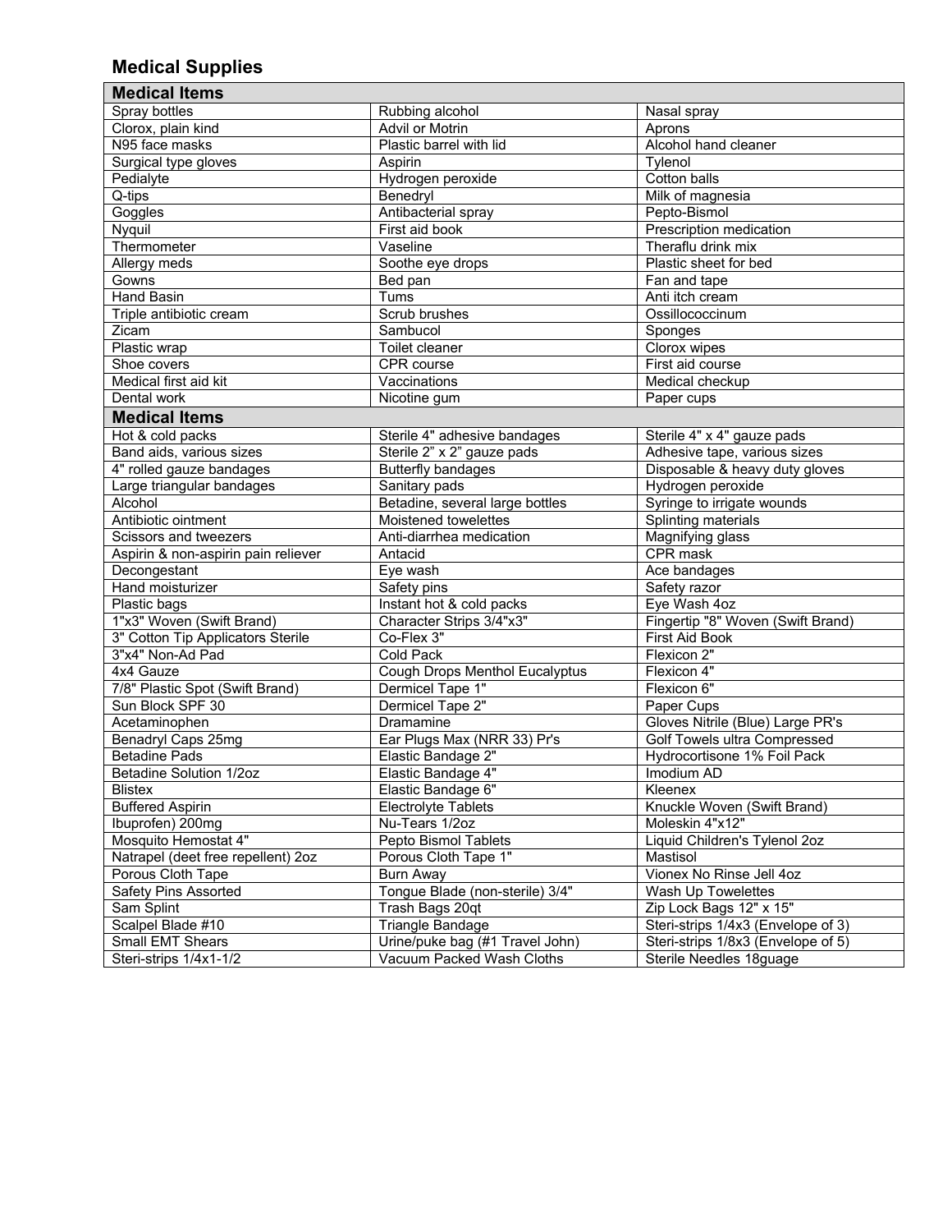## Medical Supplies

| Medical Items | | |
|---|---|---|
| Spray bottles | Rubbing alcohol | Nasal spray |
| Clorox, plain kind | Advil or Motrin | Aprons |
| N95 face masks | Plastic barrel with lid | Alcohol hand cleaner |
| Surgical type gloves | Aspirin | Tylenol |
| Pedialyte | Hydrogen peroxide | Cotton balls |
| Q-tips | Benedryl | Milk of magnesia |
| Goggles | Antibacterial spray | Pepto-Bismol |
| Nyquil | First aid book | Prescription medication |
| Thermometer | Vaseline | Theraflu drink mix |
| Allergy meds | Soothe eye drops | Plastic sheet for bed |
| Gowns | Bed pan | Fan and tape |
| Hand Basin | Tums | Anti itch cream |
| Triple antibiotic cream | Scrub brushes | Ossillococcinum |
| Zicam | Sambucol | Sponges |
| Plastic wrap | Toilet cleaner | Clorox wipes |
| Shoe covers | CPR course | First aid course |
| Medical first aid kit | Vaccinations | Medical checkup |
| Dental work | Nicotine gum | Paper cups |
| **Medical Items** | | |
| Hot & cold packs | Sterile 4" adhesive bandages | Sterile 4" x 4" gauze pads |
| Band aids, various sizes | Sterile 2" x 2" gauze pads | Adhesive tape, various sizes |
| 4" rolled gauze bandages | Butterfly bandages | Disposable & heavy duty gloves |
| Large triangular bandages | Sanitary pads | Hydrogen peroxide |
| Alcohol | Betadine, several large bottles | Syringe to irrigate wounds |
| Antibiotic ointment | Moistened towelettes | Splinting materials |
| Scissors and tweezers | Anti-diarrhea medication | Magnifying glass |
| Aspirin & non-aspirin pain reliever | Antacid | CPR mask |
| Decongestant | Eye wash | Ace bandages |
| Hand moisturizer | Safety pins | Safety razor |
| Plastic bags | Instant hot & cold packs | Eye Wash 4oz |
| 1"x3" Woven (Swift Brand) | Character Strips 3/4"x3" | Fingertip "8" Woven (Swift Brand) |
| 3" Cotton Tip Applicators Sterile | Co-Flex 3" | First Aid Book |
| 3"x4" Non-Ad Pad | Cold Pack | Flexicon 2" |
| 4x4 Gauze | Cough Drops Menthol Eucalyptus | Flexicon 4" |
| 7/8" Plastic Spot (Swift Brand) | Dermicel Tape 1" | Flexicon 6" |
| Sun Block SPF 30 | Dermicel Tape 2" | Paper Cups |
| Acetaminophen | Dramamine | Gloves Nitrile (Blue) Large PR's |
| Benadryl Caps 25mg | Ear Plugs Max (NRR 33) Pr's | Golf Towels ultra Compressed |
| Betadine Pads | Elastic Bandage 2" | Hydrocortisone 1% Foil Pack |
| Betadine Solution 1/2oz | Elastic Bandage 4" | Imodium AD |
| Blistex | Elastic Bandage 6" | Kleenex |
| Buffered Aspirin | Electrolyte Tablets | Knuckle Woven (Swift Brand) |
| Ibuprofen) 200mg | Nu-Tears 1/2oz | Moleskin 4"x12" |
| Mosquito Hemostat 4" | Pepto Bismol Tablets | Liquid Children's Tylenol 2oz |
| Natrapel (deet free repellent) 2oz | Porous Cloth Tape 1" | Mastisol |
| Porous Cloth Tape | Burn Away | Vionex No Rinse Jell 4oz |
| Safety Pins Assorted | Tongue Blade (non-sterile) 3/4" | Wash Up Towelettes |
| Sam Splint | Trash Bags 20qt | Zip Lock Bags 12" x 15" |
| Scalpel Blade #10 | Triangle Bandage | Steri-strips 1/4x3 (Envelope of 3) |
| Small EMT Shears | Urine/puke bag (#1 Travel John) | Steri-strips 1/8x3 (Envelope of 5) |
| Steri-strips 1/4x1-1/2 | Vacuum Packed Wash Cloths | Sterile Needles 18guage |